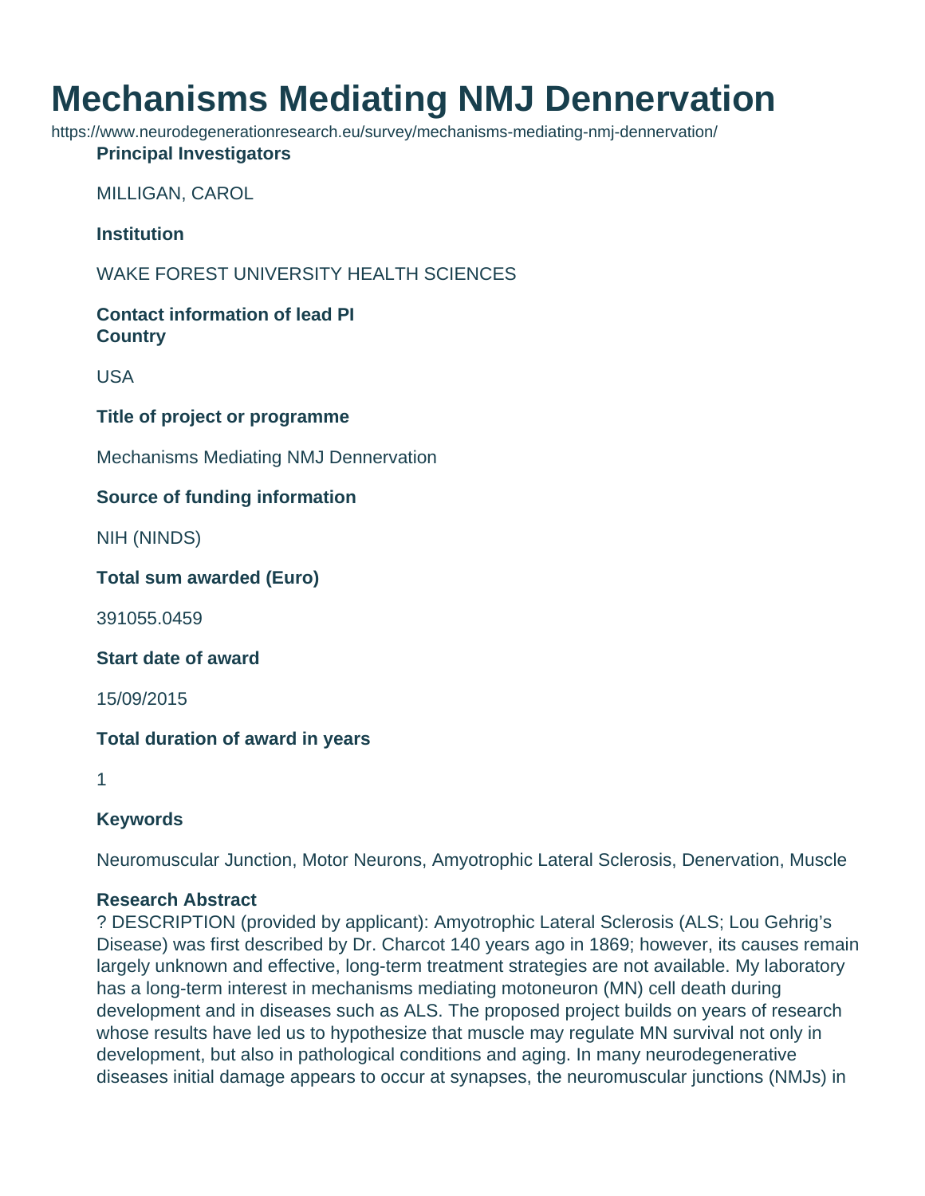# Mechanisms Mediating NMJ Dennervation

https://www.neurodegenerationresearch.eu/survey/mechanisms-mediating-nmj-dennervation/

**Principal Investigators**

MILLIGAN, CAROL

**Institution**

WAKE FOREST UNIVERSITY HEALTH SCIENCES

**Contact information of lead PI**

**Country**

USA

**Title of project or programme**

Mechanisms Mediating NMJ Dennervation

**Source of funding information**

NIH (NINDS)

**Total sum awarded (Euro)**

391055.0459

**Start date of award**

15/09/2015

**Total duration of award in years**

1

**Keywords**

Neuromuscular Junction, Motor Neurons, Amyotrophic Lateral Sclerosis, Denervation, Muscle

**Research Abstract**

? DESCRIPTION (provided by applicant): Amyotrophic Lateral Sclerosis (ALS; Lou Gehrig's Disease) was first described by Dr. Charcot 140 years ago in 1869; however, its causes remain largely unknown and effective, long-term treatment strategies are not available. My laboratory has a long-term interest in mechanisms mediating motoneuron (MN) cell death during development and in diseases such as ALS. The proposed project builds on years of research whose results have led us to hypothesize that muscle may regulate MN survival not only in development, but also in pathological conditions and aging. In many neurodegenerative diseases initial damage appears to occur at synapses, the neuromuscular junctions (NMJs) in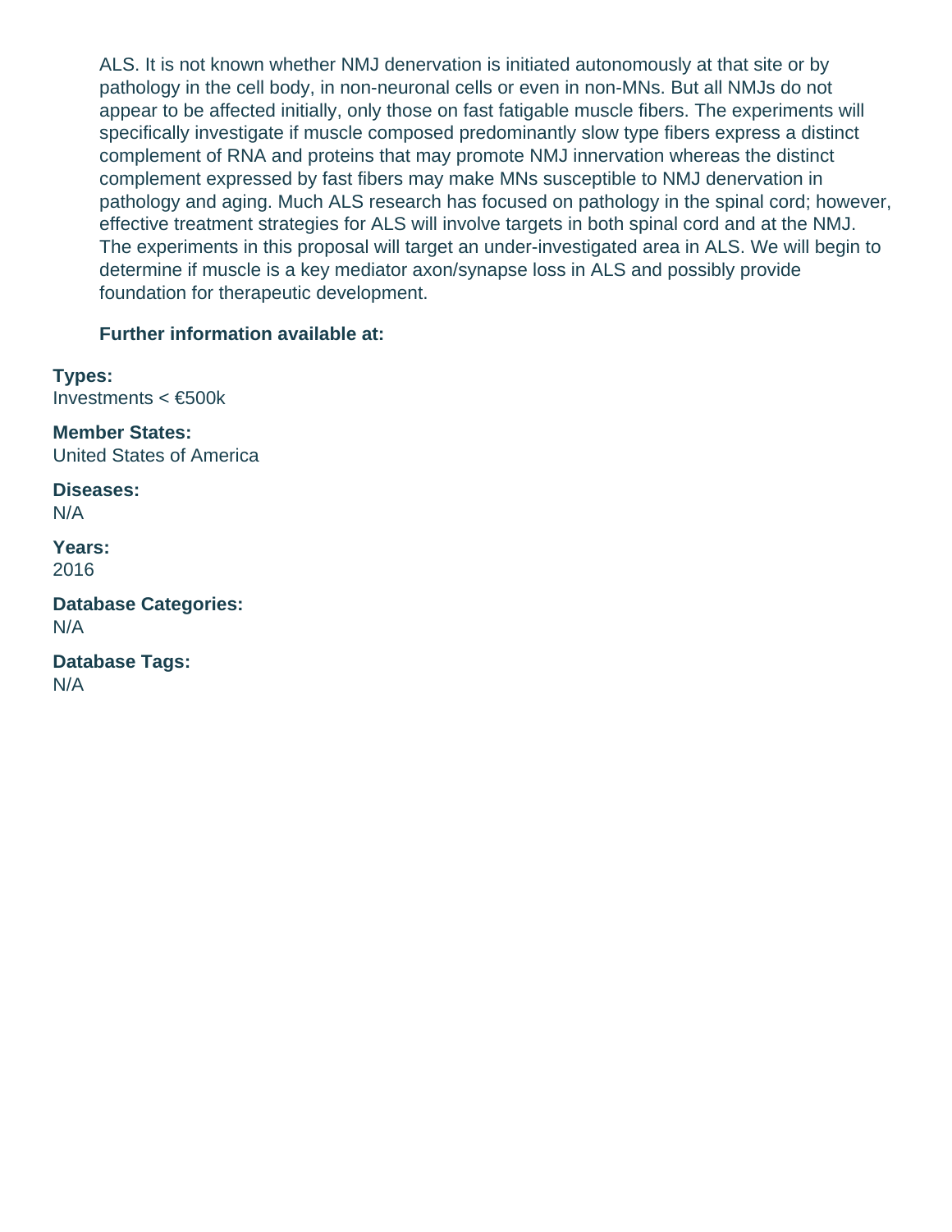ALS. It is not known whether NMJ denervation is initiated autonomously at that site or by pathology in the cell body, in non-neuronal cells or even in non-MNs. But all NMJs do not appear to be affected initially, only those on fast fatigable muscle fibers. The experiments will specifically investigate if muscle composed predominantly slow type fibers express a distinct complement of RNA and proteins that may promote NMJ innervation whereas the distinct complement expressed by fast fibers may make MNs susceptible to NMJ denervation in pathology and aging. Much ALS research has focused on pathology in the spinal cord; however, effective treatment strategies for ALS will involve targets in both spinal cord and at the NMJ. The experiments in this proposal will target an under-investigated area in ALS. We will begin to determine if muscle is a key mediator axon/synapse loss in ALS and possibly provide foundation for therapeutic development.

**Further information available at:**

**Types:**
Investments < €500k

**Member States:**
United States of America

**Diseases:**
N/A

**Years:**
2016

**Database Categories:**
N/A

**Database Tags:**
N/A